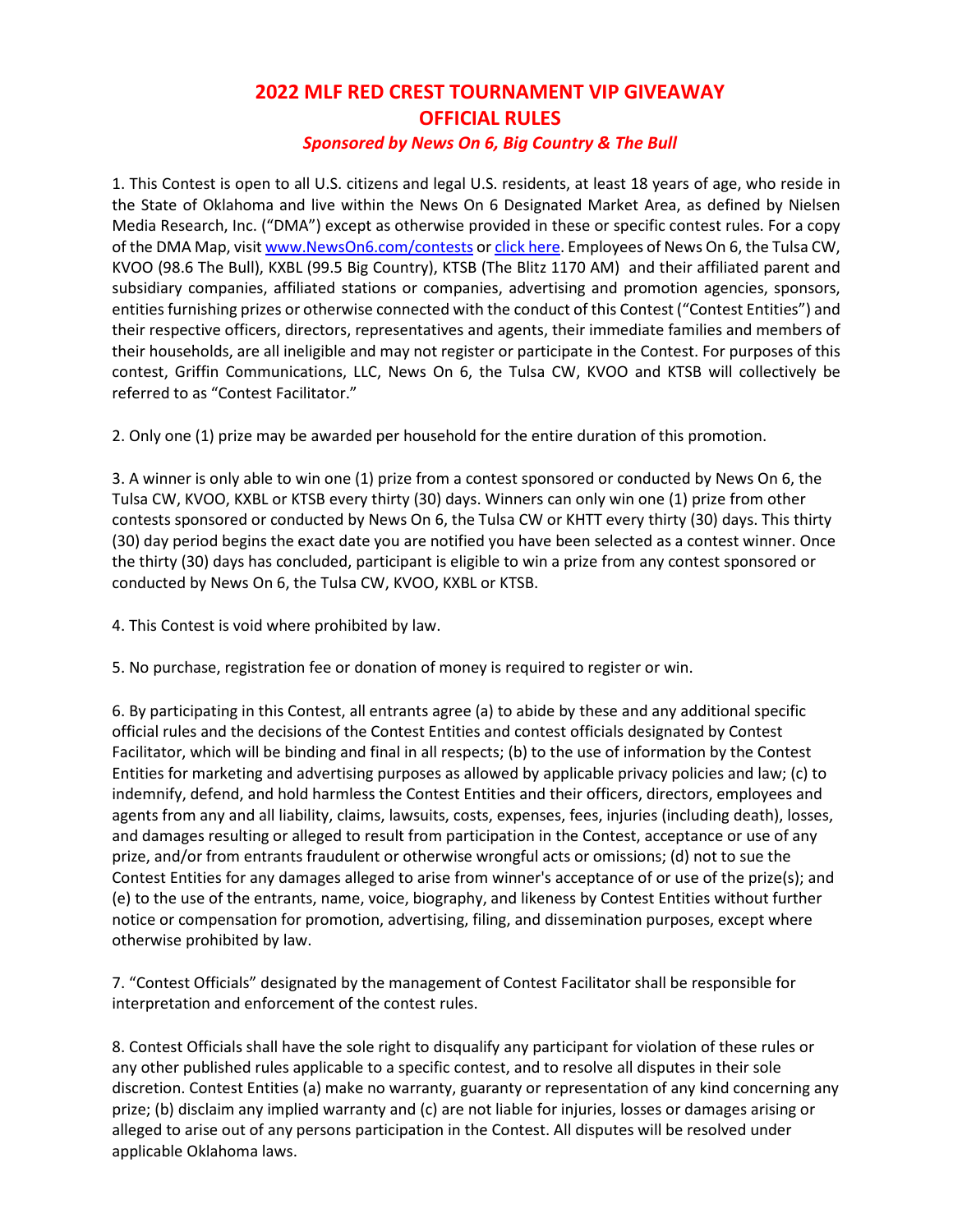# 2022 MLF RED CREST TOURNAMENT VIP GIVEAWAY
# OFFICIAL RULES

***Sponsored by News On 6, Big Country & The Bull***

1. This Contest is open to all U.S. citizens and legal U.S. residents, at least 18 years of age, who reside in the State of Oklahoma and live within the News On 6 Designated Market Area, as defined by Nielsen Media Research, Inc. ("DMA") except as otherwise provided in these or specific contest rules. For a copy of the DMA Map, visit www.NewsOn6.com/contests or click here. Employees of News On 6, the Tulsa CW, KVOO (98.6 The Bull), KXBL (99.5 Big Country), KTSB (The Blitz 1170 AM) and their affiliated parent and subsidiary companies, affiliated stations or companies, advertising and promotion agencies, sponsors, entities furnishing prizes or otherwise connected with the conduct of this Contest ("Contest Entities") and their respective officers, directors, representatives and agents, their immediate families and members of their households, are all ineligible and may not register or participate in the Contest. For purposes of this contest, Griffin Communications, LLC, News On 6, the Tulsa CW, KVOO and KTSB will collectively be referred to as "Contest Facilitator."

2. Only one (1) prize may be awarded per household for the entire duration of this promotion.

3. A winner is only able to win one (1) prize from a contest sponsored or conducted by News On 6, the Tulsa CW, KVOO, KXBL or KTSB every thirty (30) days. Winners can only win one (1) prize from other contests sponsored or conducted by News On 6, the Tulsa CW or KHTT every thirty (30) days. This thirty (30) day period begins the exact date you are notified you have been selected as a contest winner. Once the thirty (30) days has concluded, participant is eligible to win a prize from any contest sponsored or conducted by News On 6, the Tulsa CW, KVOO, KXBL or KTSB.

4. This Contest is void where prohibited by law.

5. No purchase, registration fee or donation of money is required to register or win.

6. By participating in this Contest, all entrants agree (a) to abide by these and any additional specific official rules and the decisions of the Contest Entities and contest officials designated by Contest Facilitator, which will be binding and final in all respects; (b) to the use of information by the Contest Entities for marketing and advertising purposes as allowed by applicable privacy policies and law; (c) to indemnify, defend, and hold harmless the Contest Entities and their officers, directors, employees and agents from any and all liability, claims, lawsuits, costs, expenses, fees, injuries (including death), losses, and damages resulting or alleged to result from participation in the Contest, acceptance or use of any prize, and/or from entrants fraudulent or otherwise wrongful acts or omissions; (d) not to sue the Contest Entities for any damages alleged to arise from winner's acceptance of or use of the prize(s); and (e) to the use of the entrants, name, voice, biography, and likeness by Contest Entities without further notice or compensation for promotion, advertising, filing, and dissemination purposes, except where otherwise prohibited by law.

7. "Contest Officials" designated by the management of Contest Facilitator shall be responsible for interpretation and enforcement of the contest rules.

8. Contest Officials shall have the sole right to disqualify any participant for violation of these rules or any other published rules applicable to a specific contest, and to resolve all disputes in their sole discretion. Contest Entities (a) make no warranty, guaranty or representation of any kind concerning any prize; (b) disclaim any implied warranty and (c) are not liable for injuries, losses or damages arising or alleged to arise out of any persons participation in the Contest. All disputes will be resolved under applicable Oklahoma laws.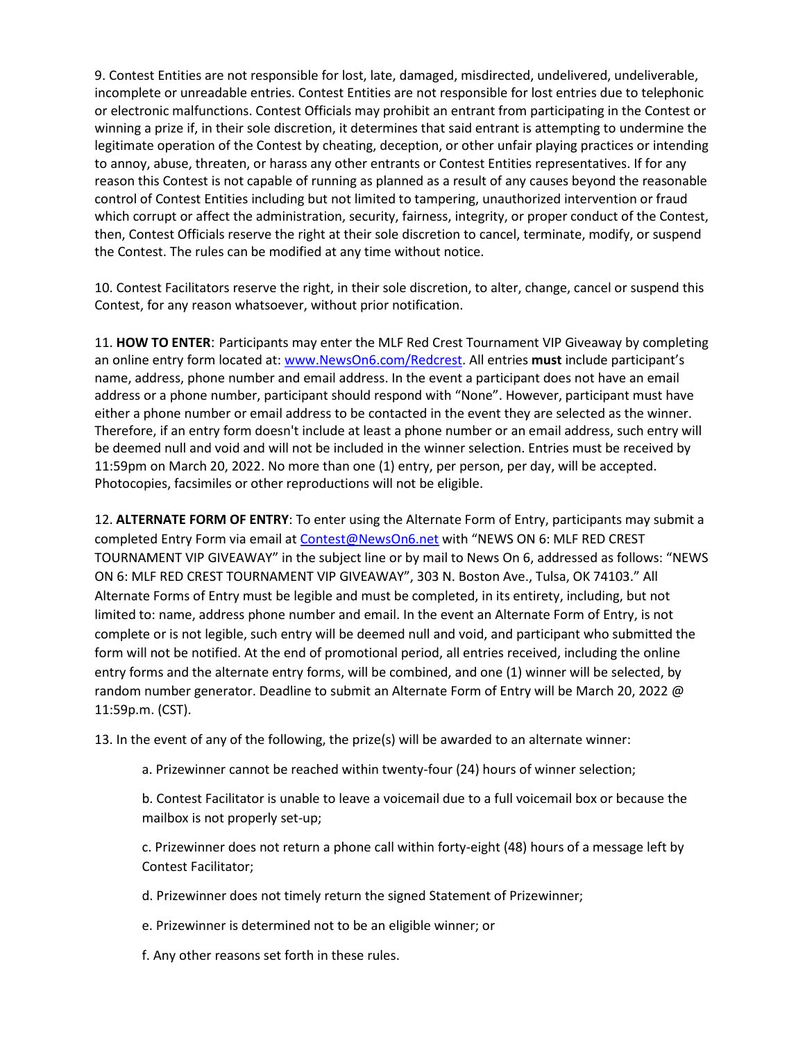9. Contest Entities are not responsible for lost, late, damaged, misdirected, undelivered, undeliverable, incomplete or unreadable entries. Contest Entities are not responsible for lost entries due to telephonic or electronic malfunctions. Contest Officials may prohibit an entrant from participating in the Contest or winning a prize if, in their sole discretion, it determines that said entrant is attempting to undermine the legitimate operation of the Contest by cheating, deception, or other unfair playing practices or intending to annoy, abuse, threaten, or harass any other entrants or Contest Entities representatives. If for any reason this Contest is not capable of running as planned as a result of any causes beyond the reasonable control of Contest Entities including but not limited to tampering, unauthorized intervention or fraud which corrupt or affect the administration, security, fairness, integrity, or proper conduct of the Contest, then, Contest Officials reserve the right at their sole discretion to cancel, terminate, modify, or suspend the Contest. The rules can be modified at any time without notice.

10. Contest Facilitators reserve the right, in their sole discretion, to alter, change, cancel or suspend this Contest, for any reason whatsoever, without prior notification.

11. **HOW TO ENTER**: Participants may enter the MLF Red Crest Tournament VIP Giveaway by completing an online entry form located at: www.NewsOn6.com/Redcrest. All entries **must** include participant's name, address, phone number and email address. In the event a participant does not have an email address or a phone number, participant should respond with "None". However, participant must have either a phone number or email address to be contacted in the event they are selected as the winner. Therefore, if an entry form doesn't include at least a phone number or an email address, such entry will be deemed null and void and will not be included in the winner selection. Entries must be received by 11:59pm on March 20, 2022. No more than one (1) entry, per person, per day, will be accepted. Photocopies, facsimiles or other reproductions will not be eligible.

12. **ALTERNATE FORM OF ENTRY**: To enter using the Alternate Form of Entry, participants may submit a completed Entry Form via email at Contest@NewsOn6.net with "NEWS ON 6: MLF RED CREST TOURNAMENT VIP GIVEAWAY" in the subject line or by mail to News On 6, addressed as follows: "NEWS ON 6: MLF RED CREST TOURNAMENT VIP GIVEAWAY", 303 N. Boston Ave., Tulsa, OK 74103." All Alternate Forms of Entry must be legible and must be completed, in its entirety, including, but not limited to: name, address phone number and email. In the event an Alternate Form of Entry, is not complete or is not legible, such entry will be deemed null and void, and participant who submitted the form will not be notified. At the end of promotional period, all entries received, including the online entry forms and the alternate entry forms, will be combined, and one (1) winner will be selected, by random number generator. Deadline to submit an Alternate Form of Entry will be March 20, 2022 @ 11:59p.m. (CST).

13. In the event of any of the following, the prize(s) will be awarded to an alternate winner:

a. Prizewinner cannot be reached within twenty-four (24) hours of winner selection;

b. Contest Facilitator is unable to leave a voicemail due to a full voicemail box or because the mailbox is not properly set-up;

c. Prizewinner does not return a phone call within forty-eight (48) hours of a message left by Contest Facilitator;

d. Prizewinner does not timely return the signed Statement of Prizewinner;

e. Prizewinner is determined not to be an eligible winner; or

f. Any other reasons set forth in these rules.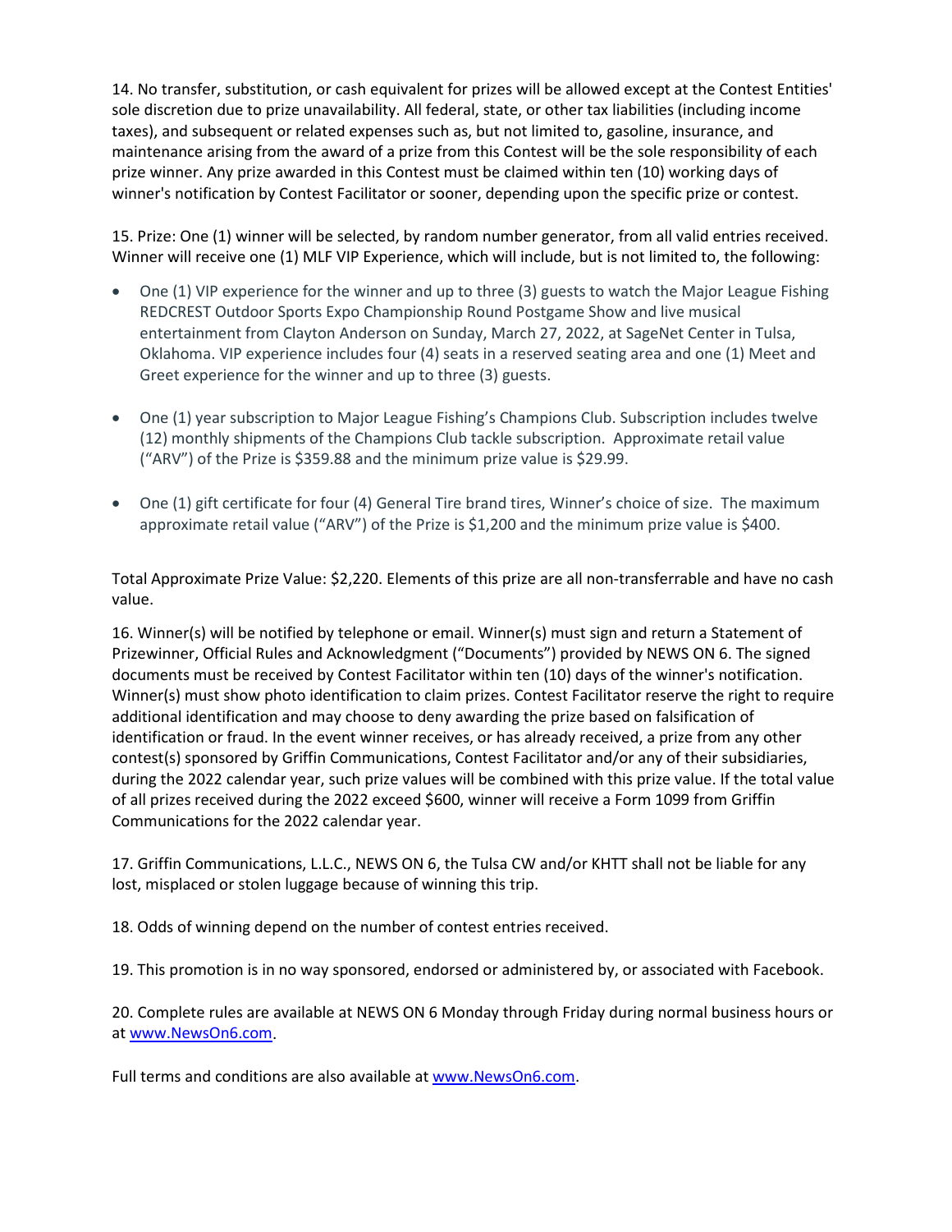14. No transfer, substitution, or cash equivalent for prizes will be allowed except at the Contest Entities' sole discretion due to prize unavailability. All federal, state, or other tax liabilities (including income taxes), and subsequent or related expenses such as, but not limited to, gasoline, insurance, and maintenance arising from the award of a prize from this Contest will be the sole responsibility of each prize winner. Any prize awarded in this Contest must be claimed within ten (10) working days of winner's notification by Contest Facilitator or sooner, depending upon the specific prize or contest.

15. Prize: One (1) winner will be selected, by random number generator, from all valid entries received. Winner will receive one (1) MLF VIP Experience, which will include, but is not limited to, the following:

- One (1) VIP experience for the winner and up to three (3) guests to watch the Major League Fishing REDCREST Outdoor Sports Expo Championship Round Postgame Show and live musical entertainment from Clayton Anderson on Sunday, March 27, 2022, at SageNet Center in Tulsa, Oklahoma. VIP experience includes four (4) seats in a reserved seating area and one (1) Meet and Greet experience for the winner and up to three (3) guests.

- One (1) year subscription to Major League Fishing's Champions Club. Subscription includes twelve (12) monthly shipments of the Champions Club tackle subscription. Approximate retail value ("ARV") of the Prize is $359.88 and the minimum prize value is $29.99.

- One (1) gift certificate for four (4) General Tire brand tires, Winner's choice of size. The maximum approximate retail value ("ARV") of the Prize is $1,200 and the minimum prize value is $400.

Total Approximate Prize Value: $2,220. Elements of this prize are all non-transferrable and have no cash value.

16. Winner(s) will be notified by telephone or email. Winner(s) must sign and return a Statement of Prizewinner, Official Rules and Acknowledgment ("Documents") provided by NEWS ON 6. The signed documents must be received by Contest Facilitator within ten (10) days of the winner's notification. Winner(s) must show photo identification to claim prizes. Contest Facilitator reserve the right to require additional identification and may choose to deny awarding the prize based on falsification of identification or fraud. In the event winner receives, or has already received, a prize from any other contest(s) sponsored by Griffin Communications, Contest Facilitator and/or any of their subsidiaries, during the 2022 calendar year, such prize values will be combined with this prize value. If the total value of all prizes received during the 2022 exceed $600, winner will receive a Form 1099 from Griffin Communications for the 2022 calendar year.

17. Griffin Communications, L.L.C., NEWS ON 6, the Tulsa CW and/or KHTT shall not be liable for any lost, misplaced or stolen luggage because of winning this trip.

18. Odds of winning depend on the number of contest entries received.

19. This promotion is in no way sponsored, endorsed or administered by, or associated with Facebook.

20. Complete rules are available at NEWS ON 6 Monday through Friday during normal business hours or at www.NewsOn6.com.

Full terms and conditions are also available at www.NewsOn6.com.